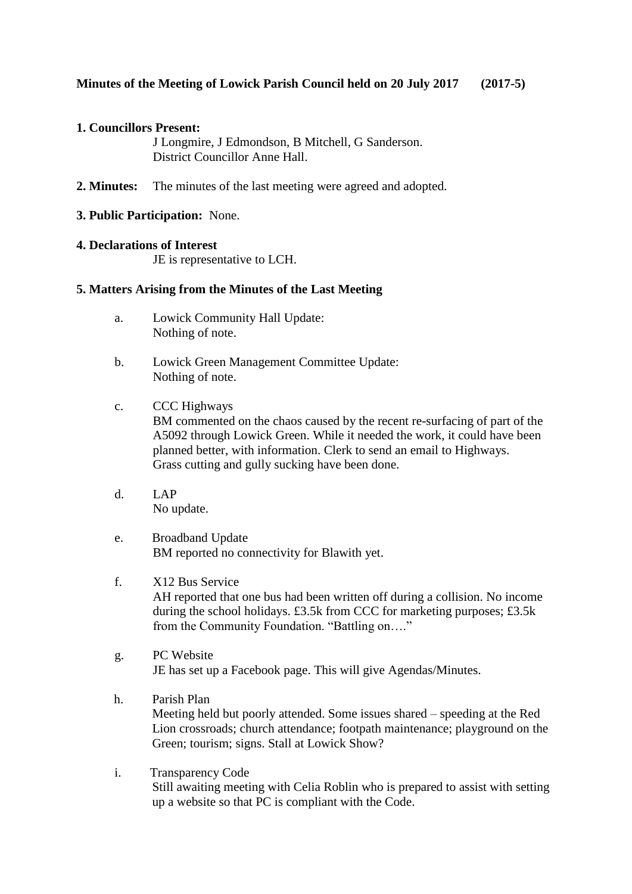**Minutes of the Meeting of Lowick Parish Council held on 20 July 2017 (2017-5)**

**1. Councillors Present:**
J Longmire, J Edmondson, B Mitchell, G Sanderson.
District Councillor Anne Hall.

**2. Minutes:** The minutes of the last meeting were agreed and adopted.

**3. Public Participation:** None.

**4. Declarations of Interest**
JE is representative to LCH.

**5. Matters Arising from the Minutes of the Last Meeting**

a. Lowick Community Hall Update:
Nothing of note.

b. Lowick Green Management Committee Update:
Nothing of note.

c. CCC Highways
BM commented on the chaos caused by the recent re-surfacing of part of the A5092 through Lowick Green. While it needed the work, it could have been planned better, with information. Clerk to send an email to Highways.
Grass cutting and gully sucking have been done.

d. LAP
No update.

e. Broadband Update
BM reported no connectivity for Blawith yet.

f. X12 Bus Service
AH reported that one bus had been written off during a collision. No income during the school holidays. £3.5k from CCC for marketing purposes; £3.5k from the Community Foundation. "Battling on…."

g. PC Website
JE has set up a Facebook page. This will give Agendas/Minutes.

h. Parish Plan
Meeting held but poorly attended. Some issues shared – speeding at the Red Lion crossroads; church attendance; footpath maintenance; playground on the Green; tourism; signs. Stall at Lowick Show?

i. Transparency Code
Still awaiting meeting with Celia Roblin who is prepared to assist with setting up a website so that PC is compliant with the Code.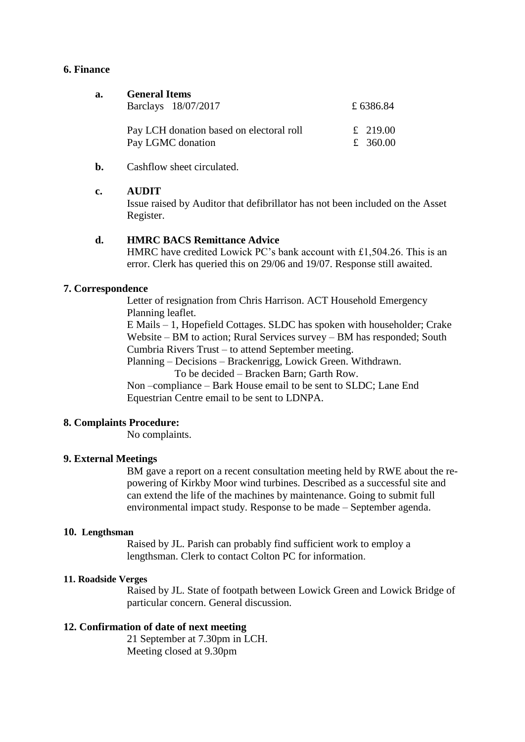**6. Finance**

**a. General Items**

| | |
|---|---|
| Barclays 18/07/2017 | £ 6386.84 |
| Pay LCH donation based on electoral roll | £ 219.00 |
| Pay LGMC donation | £ 360.00 |

**b.** Cashflow sheet circulated.

**c. AUDIT**

Issue raised by Auditor that defibrillator has not been included on the Asset Register.

**d. HMRC BACS Remittance Advice**

HMRC have credited Lowick PC's bank account with £1,504.26. This is an error. Clerk has queried this on 29/06 and 19/07. Response still awaited.

**7. Correspondence**

Letter of resignation from Chris Harrison. ACT Household Emergency Planning leaflet.

E Mails – 1, Hopefield Cottages. SLDC has spoken with householder; Crake Website – BM to action; Rural Services survey – BM has responded; South Cumbria Rivers Trust – to attend September meeting.

Planning – Decisions – Brackenrigg, Lowick Green. Withdrawn.

To be decided – Bracken Barn; Garth Row.

Non –compliance – Bark House email to be sent to SLDC; Lane End Equestrian Centre email to be sent to LDNPA.

**8. Complaints Procedure:**

No complaints.

**9. External Meetings**

BM gave a report on a recent consultation meeting held by RWE about the re-powering of Kirkby Moor wind turbines. Described as a successful site and can extend the life of the machines by maintenance. Going to submit full environmental impact study. Response to be made – September agenda.

**10. Lengthsman**

Raised by JL. Parish can probably find sufficient work to employ a lengthsman. Clerk to contact Colton PC for information.

**11. Roadside Verges**

Raised by JL. State of footpath between Lowick Green and Lowick Bridge of particular concern. General discussion.

**12. Confirmation of date of next meeting**

21 September at 7.30pm in LCH.

Meeting closed at 9.30pm